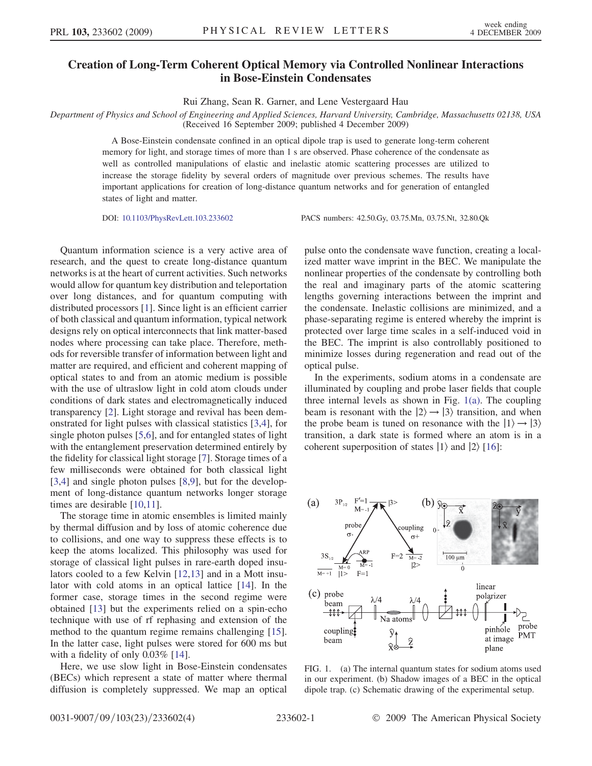# Creation of Long-Term Coherent Optical Memory via Controlled Nonlinear Interactions in Bose-Einstein Condensates

Rui Zhang, Sean R. Garner, and Lene Vestergaard Hau

*Department of Physics and School of Engineering and Applied Sciences, Harvard University, Cambridge, Massachusetts 02138, USA*
(Received 16 September 2009; published 4 December 2009)

A Bose-Einstein condensate confined in an optical dipole trap is used to generate long-term coherent memory for light, and storage times of more than 1 s are observed. Phase coherence of the condensate as well as controlled manipulations of elastic and inelastic atomic scattering processes are utilized to increase the storage fidelity by several orders of magnitude over previous schemes. The results have important applications for creation of long-distance quantum networks and for generation of entangled states of light and matter.

DOI: 10.1103/PhysRevLett.103.233602 PACS numbers: 42.50.Gy, 03.75.Mn, 03.75.Nt, 32.80.Qk

Quantum information science is a very active area of research, and the quest to create long-distance quantum networks is at the heart of current activities. Such networks would allow for quantum key distribution and teleportation over long distances, and for quantum computing with distributed processors [1]. Since light is an efficient carrier of both classical and quantum information, typical network designs rely on optical interconnects that link matter-based nodes where processing can take place. Therefore, methods for reversible transfer of information between light and matter are required, and efficient and coherent mapping of optical states to and from an atomic medium is possible with the use of ultraslow light in cold atom clouds under conditions of dark states and electromagnetically induced transparency [2]. Light storage and revival has been demonstrated for light pulses with classical statistics [3,4], for single photon pulses [5,6], and for entangled states of light with the entanglement preservation determined entirely by the fidelity for classical light storage [7]. Storage times of a few milliseconds were obtained for both classical light [3,4] and single photon pulses [8,9], but for the development of long-distance quantum networks longer storage times are desirable [10,11].

The storage time in atomic ensembles is limited mainly by thermal diffusion and by loss of atomic coherence due to collisions, and one way to suppress these effects is to keep the atoms localized. This philosophy was used for storage of classical light pulses in rare-earth doped insulators cooled to a few Kelvin [12,13] and in a Mott insulator with cold atoms in an optical lattice [14]. In the former case, storage times in the second regime were obtained [13] but the experiments relied on a spin-echo technique with use of rf rephasing and extension of the method to the quantum regime remains challenging [15]. In the latter case, light pulses were stored for 600 ms but with a fidelity of only 0.03% [14].

Here, we use slow light in Bose-Einstein condensates (BECs) which represent a state of matter where thermal diffusion is completely suppressed. We map an optical pulse onto the condensate wave function, creating a localized matter wave imprint in the BEC. We manipulate the nonlinear properties of the condensate by controlling both the real and imaginary parts of the atomic scattering lengths governing interactions between the imprint and the condensate. Inelastic collisions are minimized, and a phase-separating regime is entered whereby the imprint is protected over large time scales in a self-induced void in the BEC. The imprint is also controllably positioned to minimize losses during regeneration and read out of the optical pulse.

In the experiments, sodium atoms in a condensate are illuminated by coupling and probe laser fields that couple three internal levels as shown in Fig. 1(a). The coupling beam is resonant with the $|2\rangle \to |3\rangle$ transition, and when the probe beam is tuned on resonance with the $|1\rangle \to |3\rangle$ transition, a dark state is formed where an atom is in a coherent superposition of states $|1\rangle$ and $|2\rangle$ [16]:

FIG. 1. (a) The internal quantum states for sodium atoms used in our experiment. (b) Shadow images of a BEC in the optical dipole trap. (c) Schematic drawing of the experimental setup.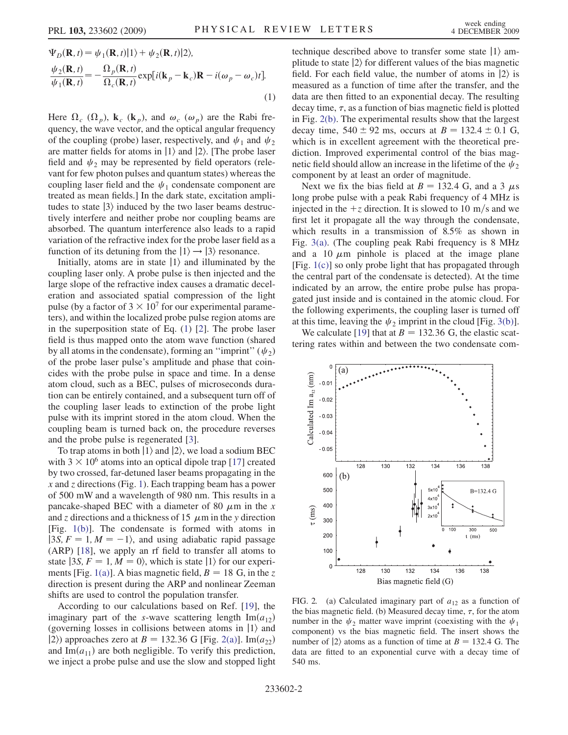$$\Psi_D(\mathbf{R},t) = \psi_1(\mathbf{R},t)|1\rangle + \psi_2(\mathbf{R},t)|2\rangle,$$

$$\frac{\psi_2(\mathbf{R},t)}{\psi_1(\mathbf{R},t)} = -\frac{\Omega_p(\mathbf{R},t)}{\Omega_c(\mathbf{R},t)}\exp[i(\mathbf{k}_p - \mathbf{k}_c)\mathbf{R} - i(\omega_p - \omega_c)t]. \tag{1}$$

Here $\Omega_c$ ($\Omega_p$), $\mathbf{k}_c$ ($\mathbf{k}_p$), and $\omega_c$ ($\omega_p$) are the Rabi frequency, the wave vector, and the optical angular frequency of the coupling (probe) laser, respectively, and $\psi_1$ and $\psi_2$ are matter fields for atoms in $|1\rangle$ and $|2\rangle$. [The probe laser field and $\psi_2$ may be represented by field operators (relevant for few photon pulses and quantum states) whereas the coupling laser field and the $\psi_1$ condensate component are treated as mean fields.] In the dark state, excitation amplitudes to state $|3\rangle$ induced by the two laser beams destructively interfere and neither probe nor coupling beams are absorbed. The quantum interference also leads to a rapid variation of the refractive index for the probe laser field as a function of its detuning from the $|1\rangle \rightarrow |3\rangle$ resonance.

Initially, atoms are in state $|1\rangle$ and illuminated by the coupling laser only. A probe pulse is then injected and the large slope of the refractive index causes a dramatic deceleration and associated spatial compression of the light pulse (by a factor of $3 \times 10^7$ for our experimental parameters), and within the localized probe pulse region atoms are in the superposition state of Eq. (1) [2]. The probe laser field is thus mapped onto the atom wave function (shared by all atoms in the condensate), forming an "imprint" ($\psi_2$) of the probe laser pulse's amplitude and phase that coincides with the probe pulse in space and time. In a dense atom cloud, such as a BEC, pulses of microseconds duration can be entirely contained, and a subsequent turn off of the coupling laser leads to extinction of the probe light pulse with its imprint stored in the atom cloud. When the coupling beam is turned back on, the procedure reverses and the probe pulse is regenerated [3].

To trap atoms in both $|1\rangle$ and $|2\rangle$, we load a sodium BEC with $3 \times 10^6$ atoms into an optical dipole trap [17] created by two crossed, far-detuned laser beams propagating in the $x$ and $z$ directions (Fig. 1). Each trapping beam has a power of 500 mW and a wavelength of 980 nm. This results in a pancake-shaped BEC with a diameter of 80 $\mu$m in the $x$ and $z$ directions and a thickness of 15 $\mu$m in the $y$ direction [Fig. 1(b)]. The condensate is formed with atoms in $|3S, F = 1, M = -1\rangle$, and using adiabatic rapid passage (ARP) [18], we apply an rf field to transfer all atoms to state $|3S, F = 1, M = 0\rangle$, which is state $|1\rangle$ for our experiments [Fig. 1(a)]. A bias magnetic field, $B = 18$ G, in the $z$ direction is present during the ARP and nonlinear Zeeman shifts are used to control the population transfer.

According to our calculations based on Ref. [19], the imaginary part of the $s$-wave scattering length $\mathrm{Im}(a_{12})$ (governing losses in collisions between atoms in $|1\rangle$ and $|2\rangle$) approaches zero at $B = 132.36$ G [Fig. 2(a)]. $\mathrm{Im}(a_{22})$ and $\mathrm{Im}(a_{11})$ are both negligible. To verify this prediction, we inject a probe pulse and use the slow and stopped light technique described above to transfer some state $|1\rangle$ amplitude to state $|2\rangle$ for different values of the bias magnetic field. For each field value, the number of atoms in $|2\rangle$ is measured as a function of time after the transfer, and the data are then fitted to an exponential decay. The resulting decay time, $\tau$, as a function of bias magnetic field is plotted in Fig. 2(b). The experimental results show that the largest decay time, $540 \pm 92$ ms, occurs at $B = 132.4 \pm 0.1$ G, which is in excellent agreement with the theoretical prediction. Improved experimental control of the bias magnetic field should allow an increase in the lifetime of the $\psi_2$ component by at least an order of magnitude.

Next we fix the bias field at $B = 132.4$ G, and a 3 $\mu$s long probe pulse with a peak Rabi frequency of 4 MHz is injected in the $+z$ direction. It is slowed to 10 m/s and we first let it propagate all the way through the condensate, which results in a transmission of 8.5% as shown in Fig. 3(a). (The coupling peak Rabi frequency is 8 MHz and a 10 $\mu$m pinhole is placed at the image plane [Fig. 1(c)] so only probe light that has propagated through the central part of the condensate is detected). At the time indicated by an arrow, the entire probe pulse has propagated just inside and is contained in the atomic cloud. For the following experiments, the coupling laser is turned off at this time, leaving the $\psi_2$ imprint in the cloud [Fig. 3(b)].

We calculate [19] that at $B = 132.36$ G, the elastic scattering rates within and between the two condensate com-

FIG. 2. (a) Calculated imaginary part of $a_{12}$ as a function of the bias magnetic field. (b) Measured decay time, $\tau$, for the atom number in the $\psi_2$ matter wave imprint (coexisting with the $\psi_1$ component) vs the bias magnetic field. The insert shows the number of $|2\rangle$ atoms as a function of time at $B = 132.4$ G. The data are fitted to an exponential curve with a decay time of 540 ms.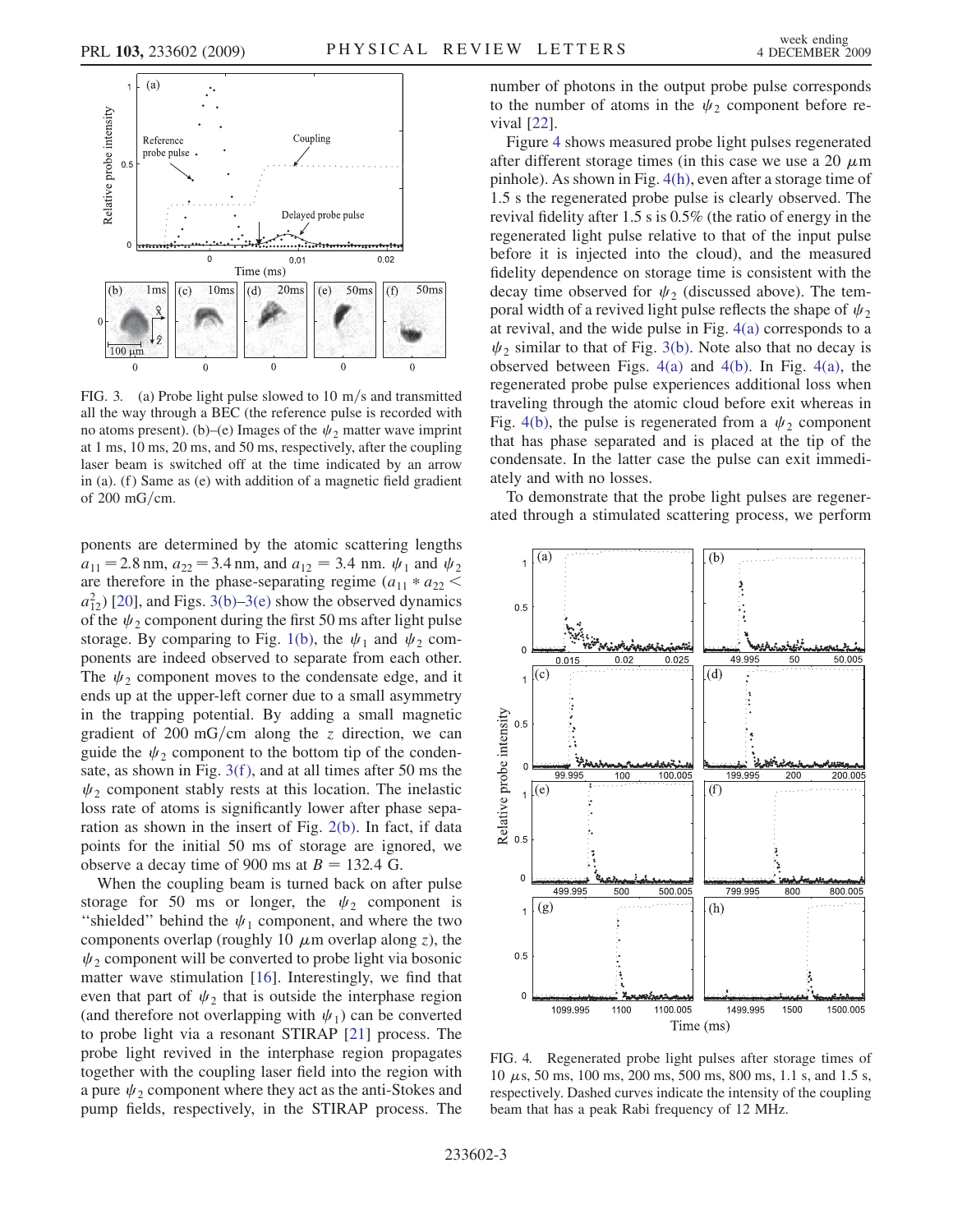FIG. 3. (a) Probe light pulse slowed to 10 m/s and transmitted all the way through a BEC (the reference pulse is recorded with no atoms present). (b)–(e) Images of the $\psi_2$ matter wave imprint at 1 ms, 10 ms, 20 ms, and 50 ms, respectively, after the coupling laser beam is switched off at the time indicated by an arrow in (a). (f) Same as (e) with addition of a magnetic field gradient of 200 mG/cm.

ponents are determined by the atomic scattering lengths $a_{11} = 2.8$ nm, $a_{22} = 3.4$ nm, and $a_{12} = 3.4$ nm. $\psi_1$ and $\psi_2$ are therefore in the phase-separating regime ($a_{11} * a_{22} < a_{12}^2$) [20], and Figs. 3(b)–3(e) show the observed dynamics of the $\psi_2$ component during the first 50 ms after light pulse storage. By comparing to Fig. 1(b), the $\psi_1$ and $\psi_2$ components are indeed observed to separate from each other. The $\psi_2$ component moves to the condensate edge, and it ends up at the upper-left corner due to a small asymmetry in the trapping potential. By adding a small magnetic gradient of 200 mG/cm along the $z$ direction, we can guide the $\psi_2$ component to the bottom tip of the condensate, as shown in Fig. 3(f), and at all times after 50 ms the $\psi_2$ component stably rests at this location. The inelastic loss rate of atoms is significantly lower after phase separation as shown in the insert of Fig. 2(b). In fact, if data points for the initial 50 ms of storage are ignored, we observe a decay time of 900 ms at $B = 132.4$ G.

When the coupling beam is turned back on after pulse storage for 50 ms or longer, the $\psi_2$ component is "shielded" behind the $\psi_1$ component, and where the two components overlap (roughly 10 $\mu$m overlap along $z$), the $\psi_2$ component will be converted to probe light via bosonic matter wave stimulation [16]. Interestingly, we find that even that part of $\psi_2$ that is outside the interphase region (and therefore not overlapping with $\psi_1$) can be converted to probe light via a resonant STIRAP [21] process. The probe light revived in the interphase region propagates together with the coupling laser field into the region with a pure $\psi_2$ component where they act as the anti-Stokes and pump fields, respectively, in the STIRAP process. The number of photons in the output probe pulse corresponds to the number of atoms in the $\psi_2$ component before revival [22].

Figure 4 shows measured probe light pulses regenerated after different storage times (in this case we use a 20 $\mu$m pinhole). As shown in Fig. 4(h), even after a storage time of 1.5 s the regenerated probe pulse is clearly observed. The revival fidelity after 1.5 s is 0.5% (the ratio of energy in the regenerated light pulse relative to that of the input pulse before it is injected into the cloud), and the measured fidelity dependence on storage time is consistent with the decay time observed for $\psi_2$ (discussed above). The temporal width of a revived light pulse reflects the shape of $\psi_2$ at revival, and the wide pulse in Fig. 4(a) corresponds to a $\psi_2$ similar to that of Fig. 3(b). Note also that no decay is observed between Figs. 4(a) and 4(b). In Fig. 4(a), the regenerated probe pulse experiences additional loss when traveling through the atomic cloud before exit whereas in Fig. 4(b), the pulse is regenerated from a $\psi_2$ component that has phase separated and is placed at the tip of the condensate. In the latter case the pulse can exit immediately and with no losses.

To demonstrate that the probe light pulses are regenerated through a stimulated scattering process, we perform

FIG. 4. Regenerated probe light pulses after storage times of 10 $\mu$s, 50 ms, 100 ms, 200 ms, 500 ms, 800 ms, 1.1 s, and 1.5 s, respectively. Dashed curves indicate the intensity of the coupling beam that has a peak Rabi frequency of 12 MHz.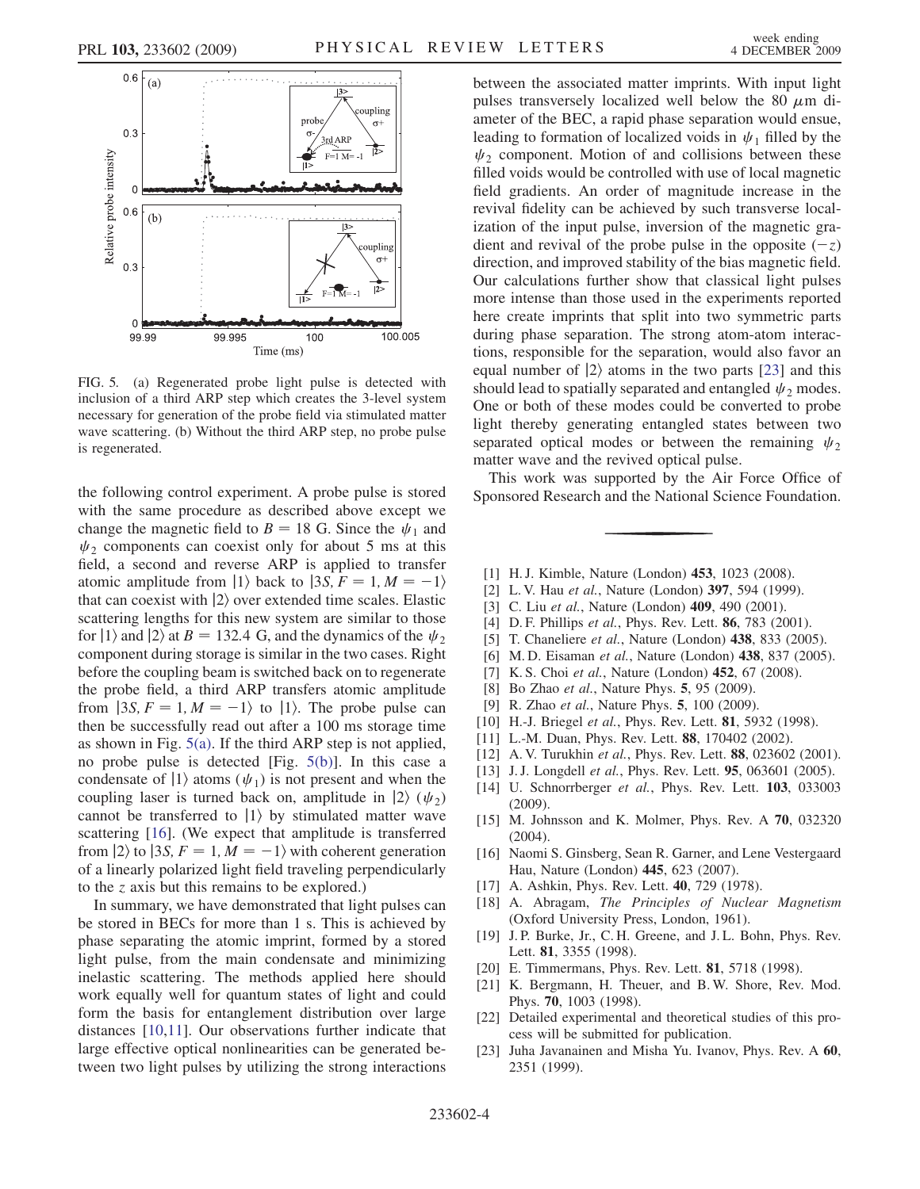(a)

0.6

0.3

0

|3>

probe

coupling

σ-

σ+

3rd ARP

|2>

F=1 M= -1

|1>

Relative probe intensity

(b)

0.6

0.3

0

|3>

coupling

σ+

|1>

F=1 M= -1

|2>

99.99

99.995

100

100.005

Time (ms)

FIG. 5. (a) Regenerated probe light pulse is detected with inclusion of a third ARP step which creates the 3-level system necessary for generation of the probe field via stimulated matter wave scattering. (b) Without the third ARP step, no probe pulse is regenerated.

the following control experiment. A probe pulse is stored with the same procedure as described above except we change the magnetic field to $B = 18$ G. Since the $\psi_1$ and $\psi_2$ components can coexist only for about 5 ms at this field, a second and reverse ARP is applied to transfer atomic amplitude from $|1\rangle$ back to $|3S, F = 1, M = -1\rangle$ that can coexist with $|2\rangle$ over extended time scales. Elastic scattering lengths for this new system are similar to those for $|1\rangle$ and $|2\rangle$ at $B = 132.4$ G, and the dynamics of the $\psi_2$ component during storage is similar in the two cases. Right before the coupling beam is switched back on to regenerate the probe field, a third ARP transfers atomic amplitude from $|3S, F = 1, M = -1\rangle$ to $|1\rangle$. The probe pulse can then be successfully read out after a 100 ms storage time as shown in Fig. 5(a). If the third ARP step is not applied, no probe pulse is detected [Fig. 5(b)]. In this case a condensate of $|1\rangle$ atoms ($\psi_1$) is not present and when the coupling laser is turned back on, amplitude in $|2\rangle$ ($\psi_2$) cannot be transferred to $|1\rangle$ by stimulated matter wave scattering [16]. (We expect that amplitude is transferred from $|2\rangle$ to $|3S, F = 1, M = -1\rangle$ with coherent generation of a linearly polarized light field traveling perpendicularly to the $z$ axis but this remains to be explored.)

In summary, we have demonstrated that light pulses can be stored in BECs for more than 1 s. This is achieved by phase separating the atomic imprint, formed by a stored light pulse, from the main condensate and minimizing inelastic scattering. The methods applied here should work equally well for quantum states of light and could form the basis for entanglement distribution over large distances [10,11]. Our observations further indicate that large effective optical nonlinearities can be generated between two light pulses by utilizing the strong interactions between the associated matter imprints. With input light pulses transversely localized well below the 80 $\mu$m diameter of the BEC, a rapid phase separation would ensue, leading to formation of localized voids in $\psi_1$ filled by the $\psi_2$ component. Motion of and collisions between these filled voids would be controlled with use of local magnetic field gradients. An order of magnitude increase in the revival fidelity can be achieved by such transverse localization of the input pulse, inversion of the magnetic gradient and revival of the probe pulse in the opposite ($-z$) direction, and improved stability of the bias magnetic field. Our calculations further show that classical light pulses more intense than those used in the experiments reported here create imprints that split into two symmetric parts during phase separation. The strong atom-atom interactions, responsible for the separation, would also favor an equal number of $|2\rangle$ atoms in the two parts [23] and this should lead to spatially separated and entangled $\psi_2$ modes. One or both of these modes could be converted to probe light thereby generating entangled states between two separated optical modes or between the remaining $\psi_2$ matter wave and the revived optical pulse.

This work was supported by the Air Force Office of Sponsored Research and the National Science Foundation.

---

[1] H. J. Kimble, Nature (London) **453**, 1023 (2008).
[2] L. V. Hau *et al.*, Nature (London) **397**, 594 (1999).
[3] C. Liu *et al.*, Nature (London) **409**, 490 (2001).
[4] D. F. Phillips *et al.*, Phys. Rev. Lett. **86**, 783 (2001).
[5] T. Chaneliere *et al.*, Nature (London) **438**, 833 (2005).
[6] M. D. Eisaman *et al.*, Nature (London) **438**, 837 (2005).
[7] K. S. Choi *et al.*, Nature (London) **452**, 67 (2008).
[8] Bo Zhao *et al.*, Nature Phys. **5**, 95 (2009).
[9] R. Zhao *et al.*, Nature Phys. **5**, 100 (2009).
[10] H.-J. Briegel *et al.*, Phys. Rev. Lett. **81**, 5932 (1998).
[11] L.-M. Duan, Phys. Rev. Lett. **88**, 170402 (2002).
[12] A. V. Turukhin *et al.*, Phys. Rev. Lett. **88**, 023602 (2001).
[13] J. J. Longdell *et al.*, Phys. Rev. Lett. **95**, 063601 (2005).
[14] U. Schnorrberger *et al.*, Phys. Rev. Lett. **103**, 033003 (2009).
[15] M. Johnsson and K. Molmer, Phys. Rev. A **70**, 032320 (2004).
[16] Naomi S. Ginsberg, Sean R. Garner, and Lene Vestergaard Hau, Nature (London) **445**, 623 (2007).
[17] A. Ashkin, Phys. Rev. Lett. **40**, 729 (1978).
[18] A. Abragam, *The Principles of Nuclear Magnetism* (Oxford University Press, London, 1961).
[19] J. P. Burke, Jr., C. H. Greene, and J. L. Bohn, Phys. Rev. Lett. **81**, 3355 (1998).
[20] E. Timmermans, Phys. Rev. Lett. **81**, 5718 (1998).
[21] K. Bergmann, H. Theuer, and B. W. Shore, Rev. Mod. Phys. **70**, 1003 (1998).
[22] Detailed experimental and theoretical studies of this process will be submitted for publication.
[23] Juha Javanainen and Misha Yu. Ivanov, Phys. Rev. A **60**, 2351 (1999).